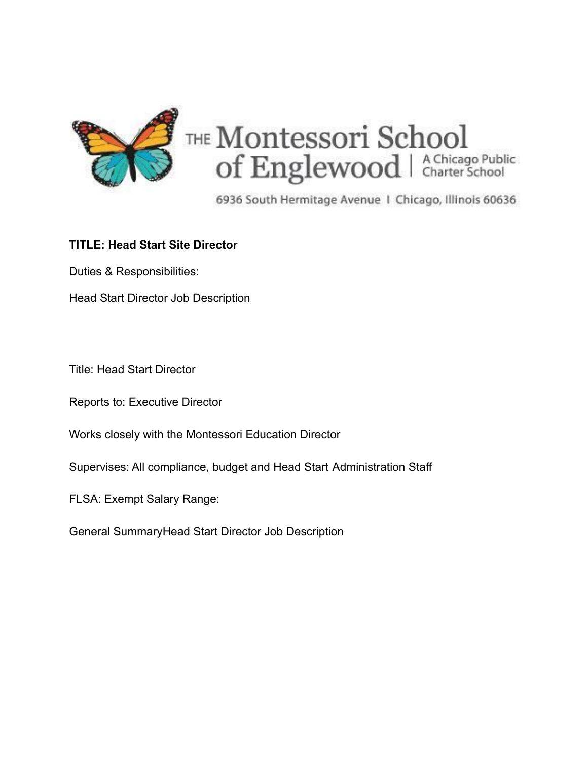THE Montessori School of Englewood | A Chicago Public Charter School

6936 South Hermitage Avenue | Chicago, Illinois 60636

**TITLE: Head Start Site Director**

Duties & Responsibilities:

Head Start Director Job Description

Title: Head Start Director

Reports to: Executive Director

Works closely with the Montessori Education Director

Supervises: All compliance, budget and Head Start Administration Staff

FLSA: Exempt Salary Range:

General SummaryHead Start Director Job Description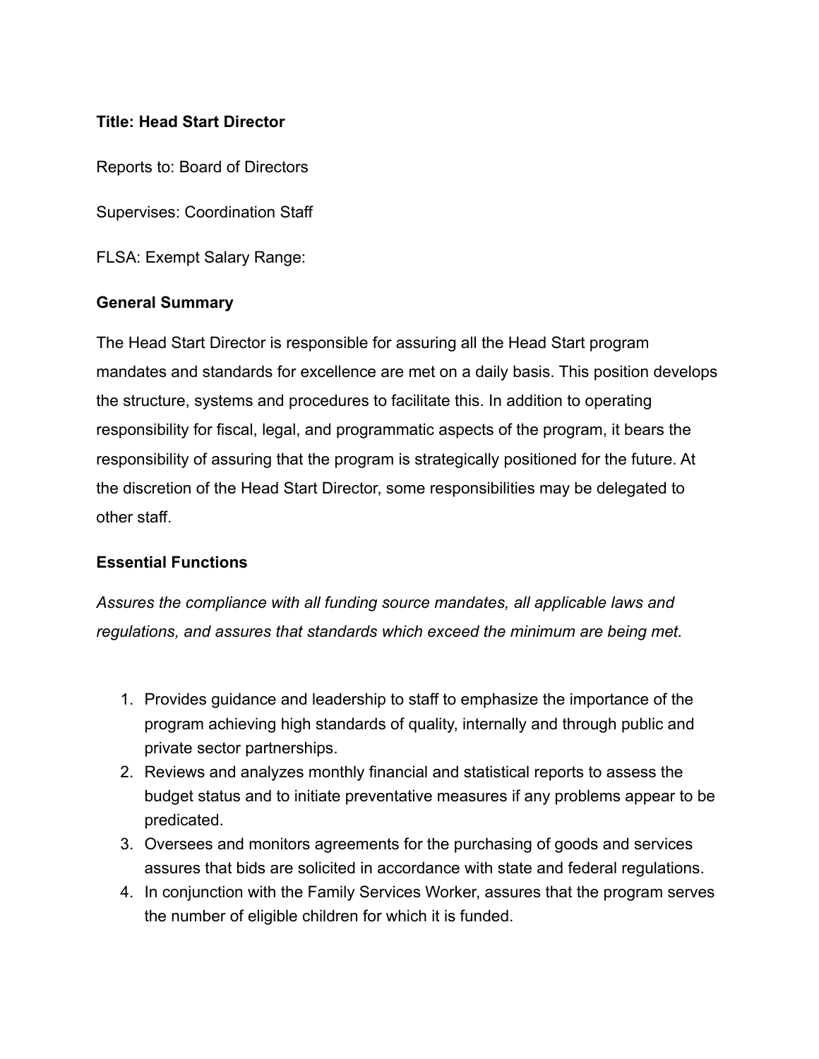**Title: Head Start Director**

Reports to: Board of Directors

Supervises: Coordination Staff

FLSA: Exempt Salary Range:

**General Summary**

The Head Start Director is responsible for assuring all the Head Start program mandates and standards for excellence are met on a daily basis. This position develops the structure, systems and procedures to facilitate this. In addition to operating responsibility for fiscal, legal, and programmatic aspects of the program, it bears the responsibility of assuring that the program is strategically positioned for the future. At the discretion of the Head Start Director, some responsibilities may be delegated to other staff.

**Essential Functions**

*Assures the compliance with all funding source mandates, all applicable laws and regulations, and assures that standards which exceed the minimum are being met.*

1. Provides guidance and leadership to staff to emphasize the importance of the program achieving high standards of quality, internally and through public and private sector partnerships.
2. Reviews and analyzes monthly financial and statistical reports to assess the budget status and to initiate preventative measures if any problems appear to be predicated.
3. Oversees and monitors agreements for the purchasing of goods and services assures that bids are solicited in accordance with state and federal regulations.
4. In conjunction with the Family Services Worker, assures that the program serves the number of eligible children for which it is funded.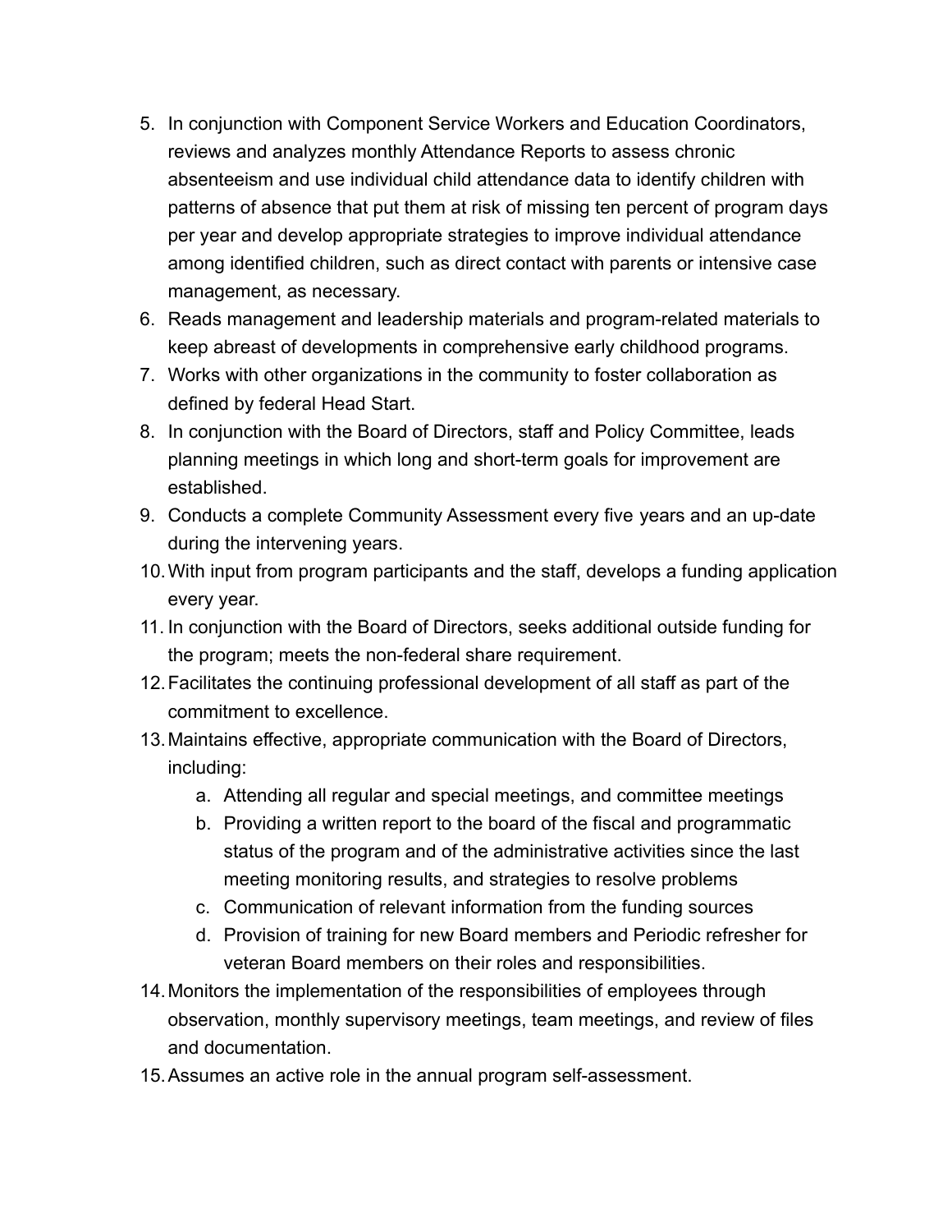5. In conjunction with Component Service Workers and Education Coordinators, reviews and analyzes monthly Attendance Reports to assess chronic absenteeism and use individual child attendance data to identify children with patterns of absence that put them at risk of missing ten percent of program days per year and develop appropriate strategies to improve individual attendance among identified children, such as direct contact with parents or intensive case management, as necessary.
6. Reads management and leadership materials and program-related materials to keep abreast of developments in comprehensive early childhood programs.
7. Works with other organizations in the community to foster collaboration as defined by federal Head Start.
8. In conjunction with the Board of Directors, staff and Policy Committee, leads planning meetings in which long and short-term goals for improvement are established.
9. Conducts a complete Community Assessment every five years and an up-date during the intervening years.
10. With input from program participants and the staff, develops a funding application every year.
11. In conjunction with the Board of Directors, seeks additional outside funding for the program; meets the non-federal share requirement.
12. Facilitates the continuing professional development of all staff as part of the commitment to excellence.
13. Maintains effective, appropriate communication with the Board of Directors, including:
    a. Attending all regular and special meetings, and committee meetings
    b. Providing a written report to the board of the fiscal and programmatic status of the program and of the administrative activities since the last meeting monitoring results, and strategies to resolve problems
    c. Communication of relevant information from the funding sources
    d. Provision of training for new Board members and Periodic refresher for veteran Board members on their roles and responsibilities.
14. Monitors the implementation of the responsibilities of employees through observation, monthly supervisory meetings, team meetings, and review of files and documentation.
15. Assumes an active role in the annual program self-assessment.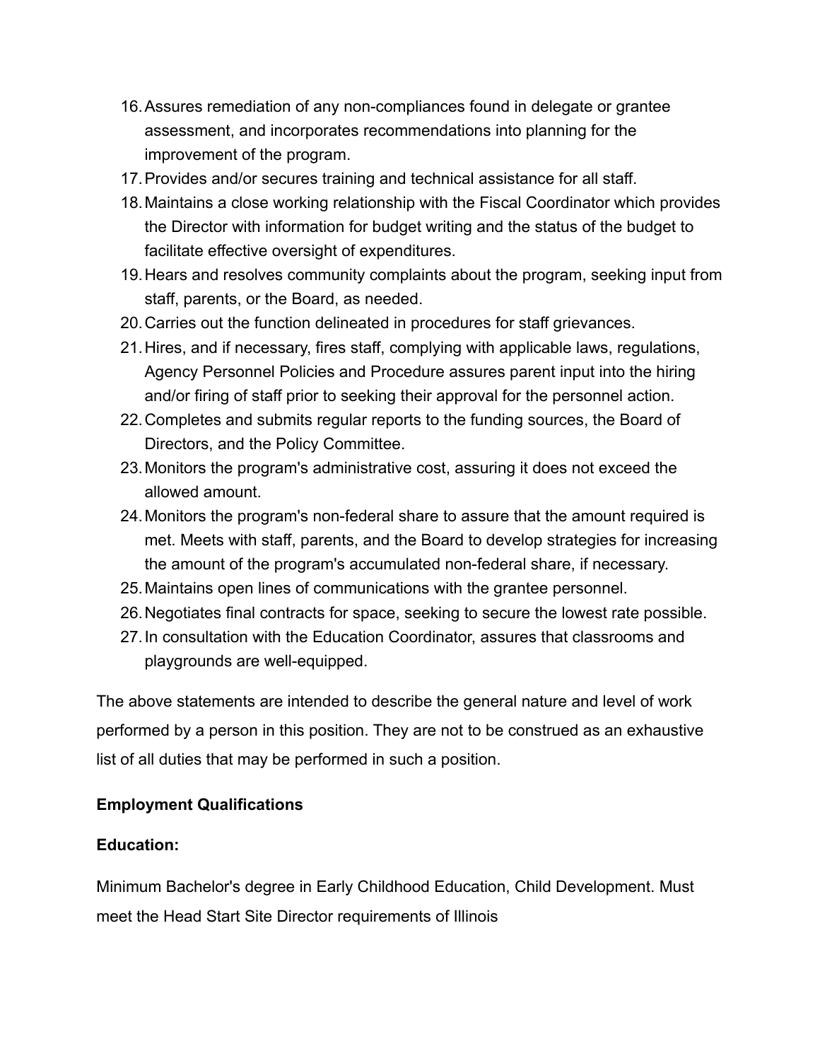16. Assures remediation of any non-compliances found in delegate or grantee assessment, and incorporates recommendations into planning for the improvement of the program.
17. Provides and/or secures training and technical assistance for all staff.
18. Maintains a close working relationship with the Fiscal Coordinator which provides the Director with information for budget writing and the status of the budget to facilitate effective oversight of expenditures.
19. Hears and resolves community complaints about the program, seeking input from staff, parents, or the Board, as needed.
20. Carries out the function delineated in procedures for staff grievances.
21. Hires, and if necessary, fires staff, complying with applicable laws, regulations, Agency Personnel Policies and Procedure assures parent input into the hiring and/or firing of staff prior to seeking their approval for the personnel action.
22. Completes and submits regular reports to the funding sources, the Board of Directors, and the Policy Committee.
23. Monitors the program's administrative cost, assuring it does not exceed the allowed amount.
24. Monitors the program's non-federal share to assure that the amount required is met. Meets with staff, parents, and the Board to develop strategies for increasing the amount of the program's accumulated non-federal share, if necessary.
25. Maintains open lines of communications with the grantee personnel.
26. Negotiates final contracts for space, seeking to secure the lowest rate possible.
27. In consultation with the Education Coordinator, assures that classrooms and playgrounds are well-equipped.

The above statements are intended to describe the general nature and level of work performed by a person in this position. They are not to be construed as an exhaustive list of all duties that may be performed in such a position.

**Employment Qualifications**

**Education:**

Minimum Bachelor's degree in Early Childhood Education, Child Development. Must meet the Head Start Site Director requirements of Illinois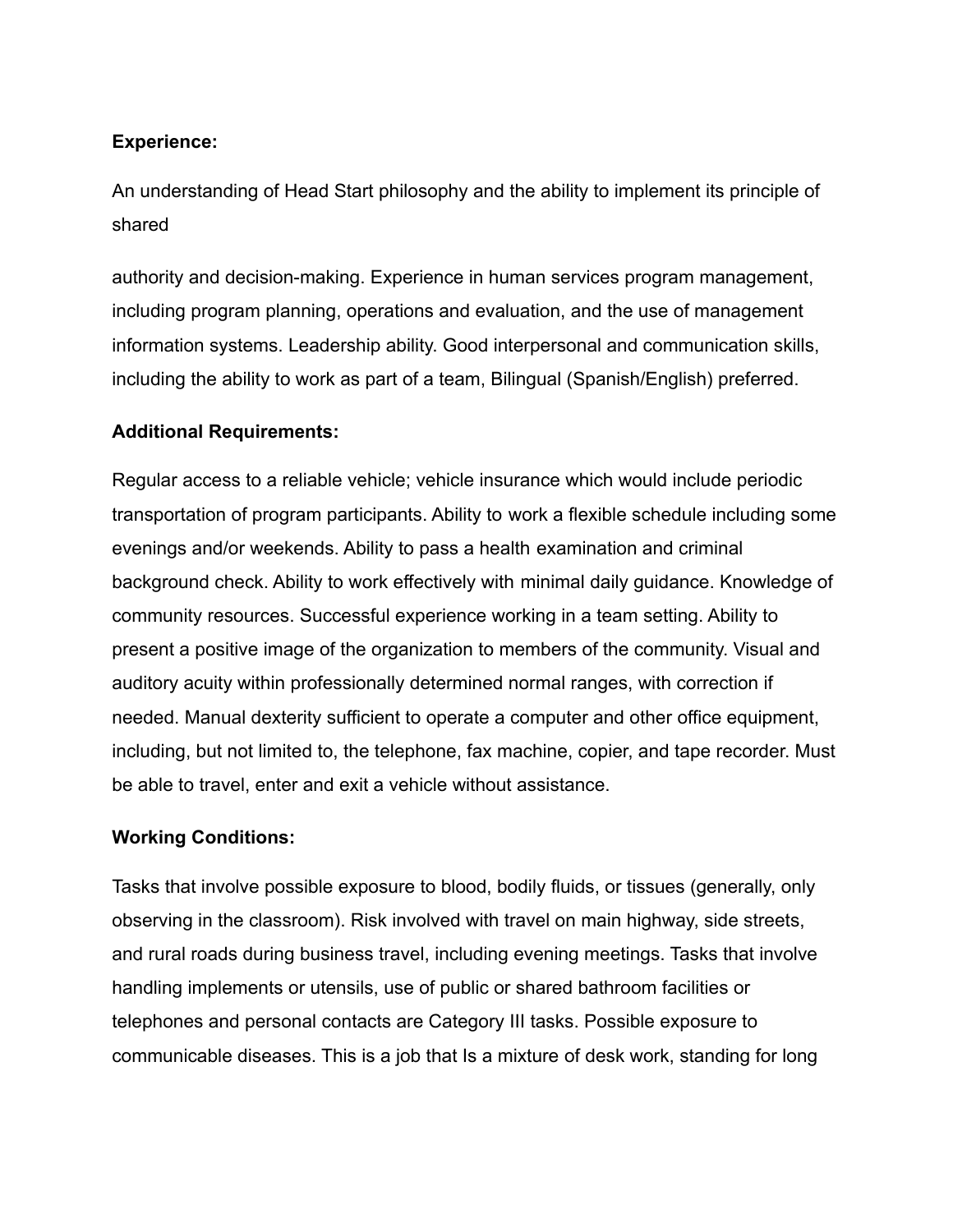**Experience:**

An understanding of Head Start philosophy and the ability to implement its principle of shared

authority and decision-making. Experience in human services program management, including program planning, operations and evaluation, and the use of management information systems. Leadership ability. Good interpersonal and communication skills, including the ability to work as part of a team, Bilingual (Spanish/English) preferred.

**Additional Requirements:**

Regular access to a reliable vehicle; vehicle insurance which would include periodic transportation of program participants. Ability to work a flexible schedule including some evenings and/or weekends. Ability to pass a health examination and criminal background check. Ability to work effectively with minimal daily guidance. Knowledge of community resources. Successful experience working in a team setting. Ability to present a positive image of the organization to members of the community. Visual and auditory acuity within professionally determined normal ranges, with correction if needed. Manual dexterity sufficient to operate a computer and other office equipment, including, but not limited to, the telephone, fax machine, copier, and tape recorder. Must be able to travel, enter and exit a vehicle without assistance.

**Working Conditions:**

Tasks that involve possible exposure to blood, bodily fluids, or tissues (generally, only observing in the classroom). Risk involved with travel on main highway, side streets, and rural roads during business travel, including evening meetings. Tasks that involve handling implements or utensils, use of public or shared bathroom facilities or telephones and personal contacts are Category III tasks. Possible exposure to communicable diseases. This is a job that Is a mixture of desk work, standing for long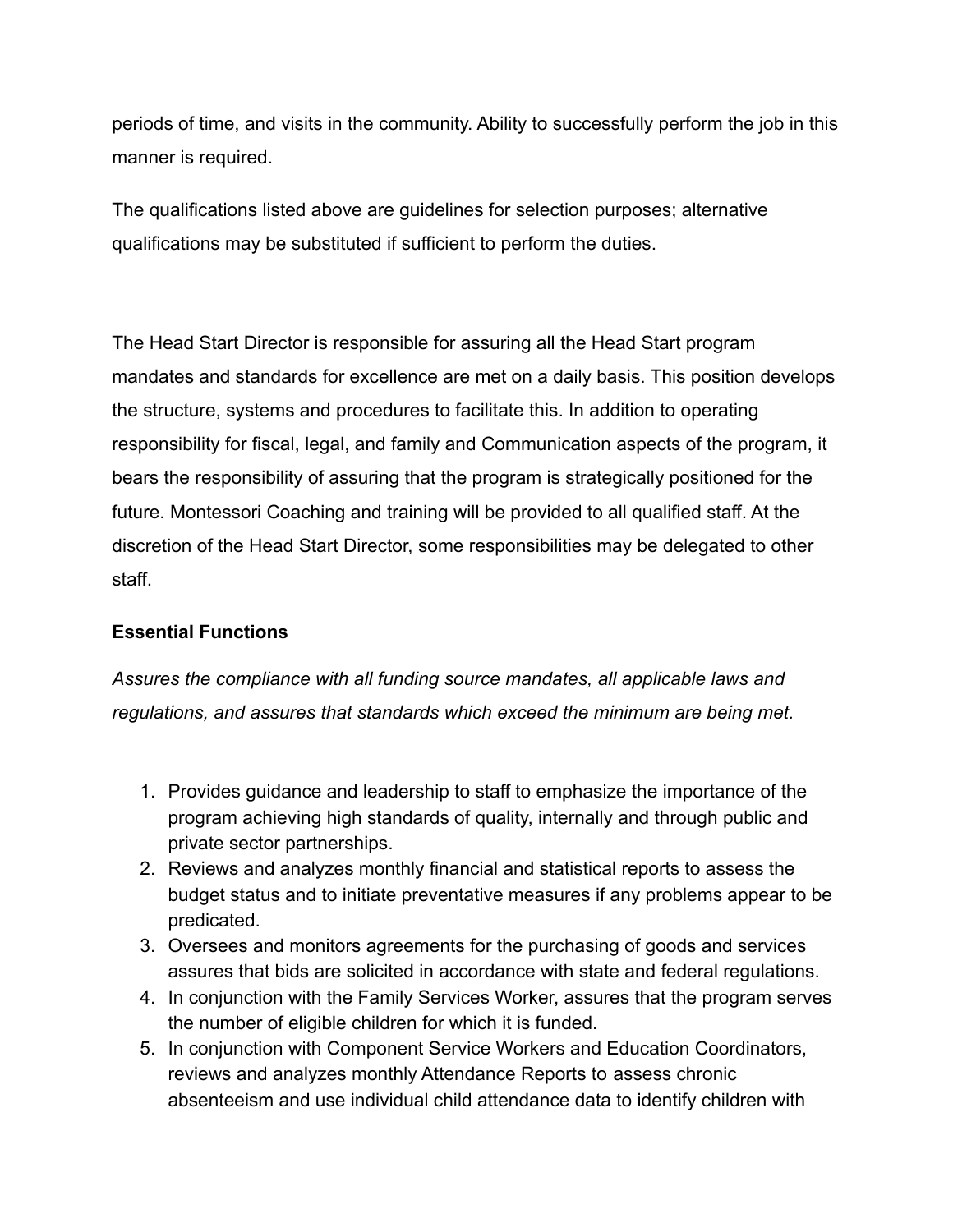periods of time, and visits in the community. Ability to successfully perform the job in this manner is required.

The qualifications listed above are guidelines for selection purposes; alternative qualifications may be substituted if sufficient to perform the duties.

The Head Start Director is responsible for assuring all the Head Start program mandates and standards for excellence are met on a daily basis. This position develops the structure, systems and procedures to facilitate this. In addition to operating responsibility for fiscal, legal, and family and Communication aspects of the program, it bears the responsibility of assuring that the program is strategically positioned for the future. Montessori Coaching and training will be provided to all qualified staff. At the discretion of the Head Start Director, some responsibilities may be delegated to other staff.

**Essential Functions**

*Assures the compliance with all funding source mandates, all applicable laws and regulations, and assures that standards which exceed the minimum are being met.*

1. Provides guidance and leadership to staff to emphasize the importance of the program achieving high standards of quality, internally and through public and private sector partnerships.
2. Reviews and analyzes monthly financial and statistical reports to assess the budget status and to initiate preventative measures if any problems appear to be predicated.
3. Oversees and monitors agreements for the purchasing of goods and services assures that bids are solicited in accordance with state and federal regulations.
4. In conjunction with the Family Services Worker, assures that the program serves the number of eligible children for which it is funded.
5. In conjunction with Component Service Workers and Education Coordinators, reviews and analyzes monthly Attendance Reports to assess chronic absenteeism and use individual child attendance data to identify children with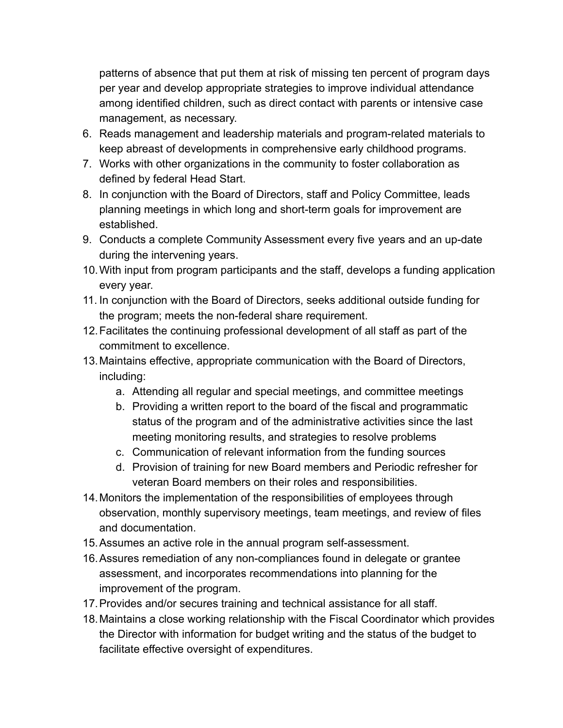patterns of absence that put them at risk of missing ten percent of program days per year and develop appropriate strategies to improve individual attendance among identified children, such as direct contact with parents or intensive case management, as necessary.

6. Reads management and leadership materials and program-related materials to keep abreast of developments in comprehensive early childhood programs.
7. Works with other organizations in the community to foster collaboration as defined by federal Head Start.
8. In conjunction with the Board of Directors, staff and Policy Committee, leads planning meetings in which long and short-term goals for improvement are established.
9. Conducts a complete Community Assessment every five years and an up-date during the intervening years.
10. With input from program participants and the staff, develops a funding application every year.
11. In conjunction with the Board of Directors, seeks additional outside funding for the program; meets the non-federal share requirement.
12. Facilitates the continuing professional development of all staff as part of the commitment to excellence.
13. Maintains effective, appropriate communication with the Board of Directors, including:
    a. Attending all regular and special meetings, and committee meetings
    b. Providing a written report to the board of the fiscal and programmatic status of the program and of the administrative activities since the last meeting monitoring results, and strategies to resolve problems
    c. Communication of relevant information from the funding sources
    d. Provision of training for new Board members and Periodic refresher for veteran Board members on their roles and responsibilities.
14. Monitors the implementation of the responsibilities of employees through observation, monthly supervisory meetings, team meetings, and review of files and documentation.
15. Assumes an active role in the annual program self-assessment.
16. Assures remediation of any non-compliances found in delegate or grantee assessment, and incorporates recommendations into planning for the improvement of the program.
17. Provides and/or secures training and technical assistance for all staff.
18. Maintains a close working relationship with the Fiscal Coordinator which provides the Director with information for budget writing and the status of the budget to facilitate effective oversight of expenditures.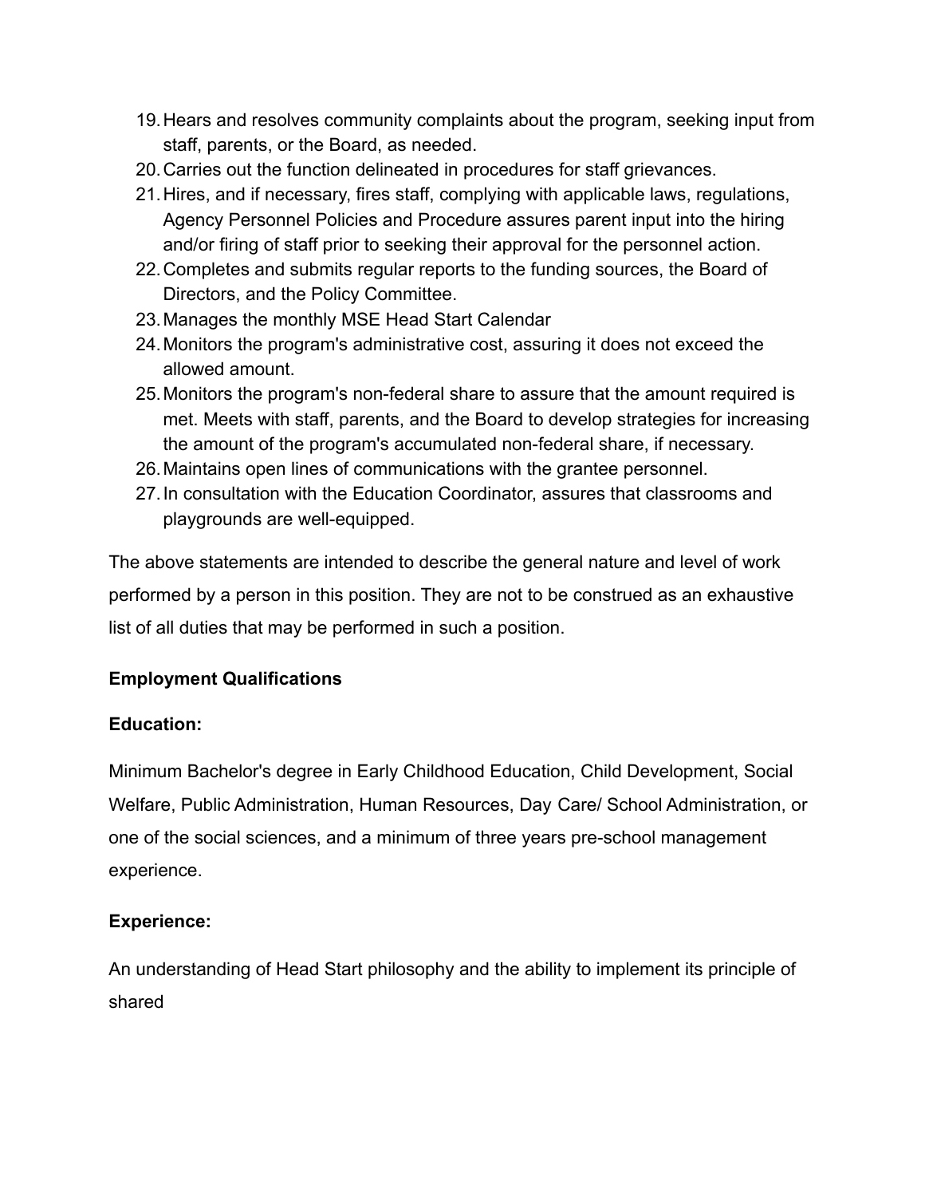19. Hears and resolves community complaints about the program, seeking input from staff, parents, or the Board, as needed.
20. Carries out the function delineated in procedures for staff grievances.
21. Hires, and if necessary, fires staff, complying with applicable laws, regulations, Agency Personnel Policies and Procedure assures parent input into the hiring and/or firing of staff prior to seeking their approval for the personnel action.
22. Completes and submits regular reports to the funding sources, the Board of Directors, and the Policy Committee.
23. Manages the monthly MSE Head Start Calendar
24. Monitors the program's administrative cost, assuring it does not exceed the allowed amount.
25. Monitors the program's non-federal share to assure that the amount required is met. Meets with staff, parents, and the Board to develop strategies for increasing the amount of the program's accumulated non-federal share, if necessary.
26. Maintains open lines of communications with the grantee personnel.
27. In consultation with the Education Coordinator, assures that classrooms and playgrounds are well-equipped.

The above statements are intended to describe the general nature and level of work performed by a person in this position. They are not to be construed as an exhaustive list of all duties that may be performed in such a position.

**Employment Qualifications**

**Education:**

Minimum Bachelor's degree in Early Childhood Education, Child Development, Social Welfare, Public Administration, Human Resources, Day Care/ School Administration, or one of the social sciences, and a minimum of three years pre-school management experience.

**Experience:**

An understanding of Head Start philosophy and the ability to implement its principle of shared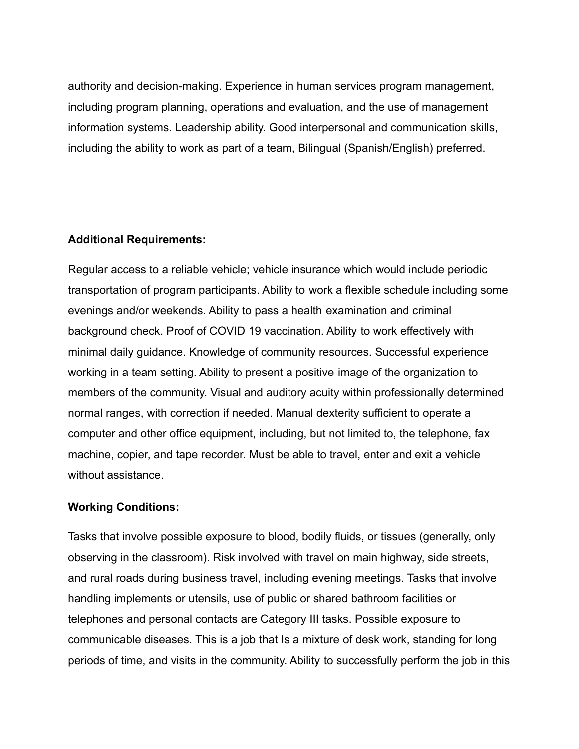authority and decision-making. Experience in human services program management, including program planning, operations and evaluation, and the use of management information systems. Leadership ability. Good interpersonal and communication skills, including the ability to work as part of a team, Bilingual (Spanish/English) preferred.

**Additional Requirements:**

Regular access to a reliable vehicle; vehicle insurance which would include periodic transportation of program participants. Ability to work a flexible schedule including some evenings and/or weekends. Ability to pass a health examination and criminal background check. Proof of COVID 19 vaccination. Ability to work effectively with minimal daily guidance. Knowledge of community resources. Successful experience working in a team setting. Ability to present a positive image of the organization to members of the community. Visual and auditory acuity within professionally determined normal ranges, with correction if needed. Manual dexterity sufficient to operate a computer and other office equipment, including, but not limited to, the telephone, fax machine, copier, and tape recorder. Must be able to travel, enter and exit a vehicle without assistance.

**Working Conditions:**

Tasks that involve possible exposure to blood, bodily fluids, or tissues (generally, only observing in the classroom). Risk involved with travel on main highway, side streets, and rural roads during business travel, including evening meetings. Tasks that involve handling implements or utensils, use of public or shared bathroom facilities or telephones and personal contacts are Category III tasks. Possible exposure to communicable diseases. This is a job that Is a mixture of desk work, standing for long periods of time, and visits in the community. Ability to successfully perform the job in this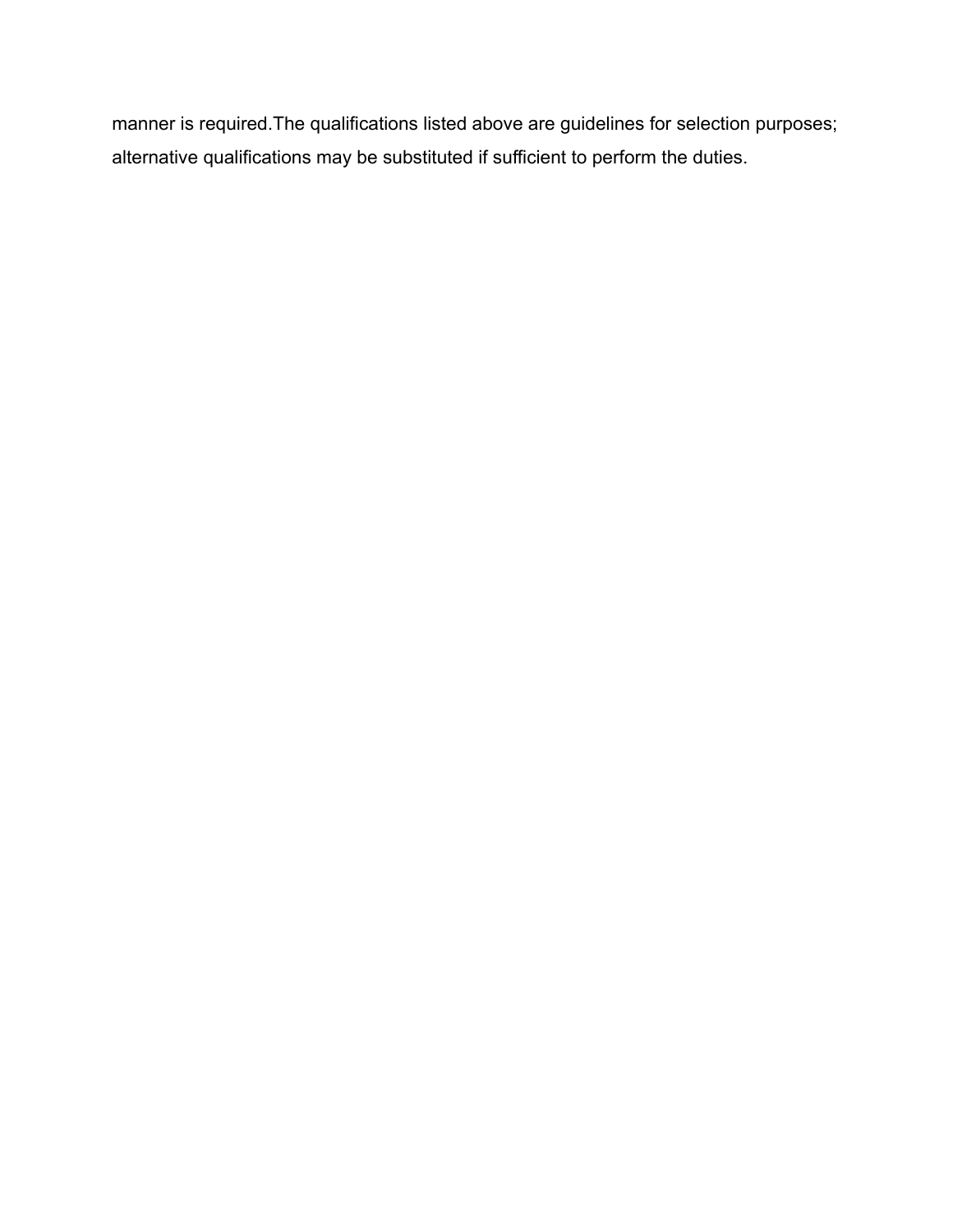manner is required.The qualifications listed above are guidelines for selection purposes; alternative qualifications may be substituted if sufficient to perform the duties.